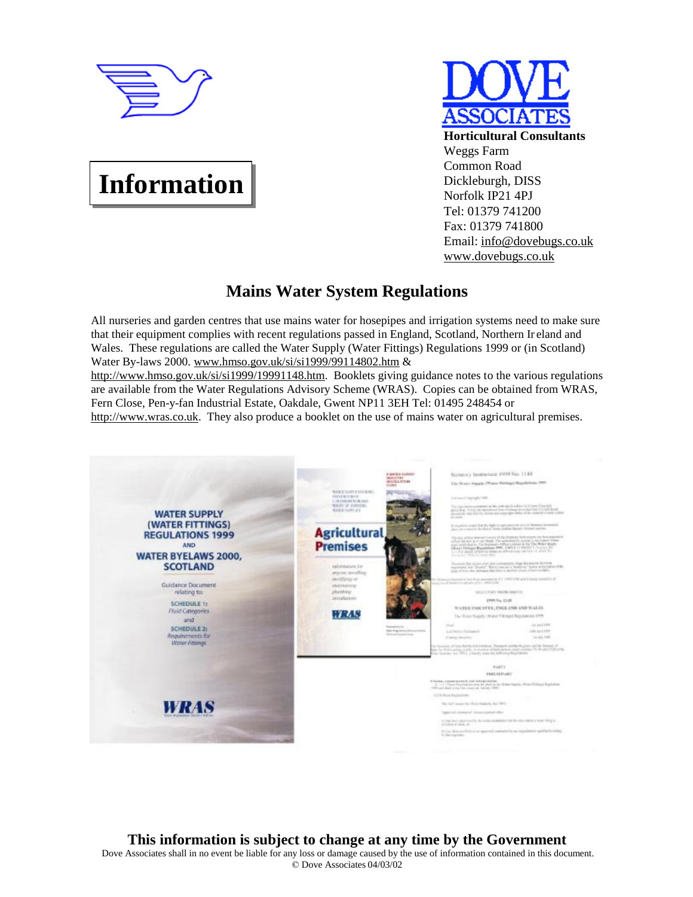# Information

**DOVE ASSOCIATES**

**Horticultural Consultants**
Weggs Farm
Common Road
Dickleburgh, DISS
Norfolk IP21 4PJ
Tel: 01379 741200
Fax: 01379 741800
Email: info@dovebugs.co.uk
www.dovebugs.co.uk

## Mains Water System Regulations

All nurseries and garden centres that use mains water for hosepipes and irrigation systems need to make sure that their equipment complies with recent regulations passed in England, Scotland, Northern Ireland and Wales. These regulations are called the Water Supply (Water Fittings) Regulations 1999 or (in Scotland) Water By-laws 2000. www.hmso.gov.uk/si/si1999/99114802.htm & http://www.hmso.gov.uk/si/si1999/19991148.htm. Booklets giving guidance notes to the various regulations are available from the Water Regulations Advisory Scheme (WRAS). Copies can be obtained from WRAS, Fern Close, Pen-y-fan Industrial Estate, Oakdale, Gwent NP11 3EH Tel: 01495 248454 or http://www.wras.co.uk. They also produce a booklet on the use of mains water on agricultural premises.

**This information is subject to change at any time by the Government**

Dove Associates shall in no event be liable for any loss or damage caused by the use of information contained in this document.
© Dove Associates 04/03/02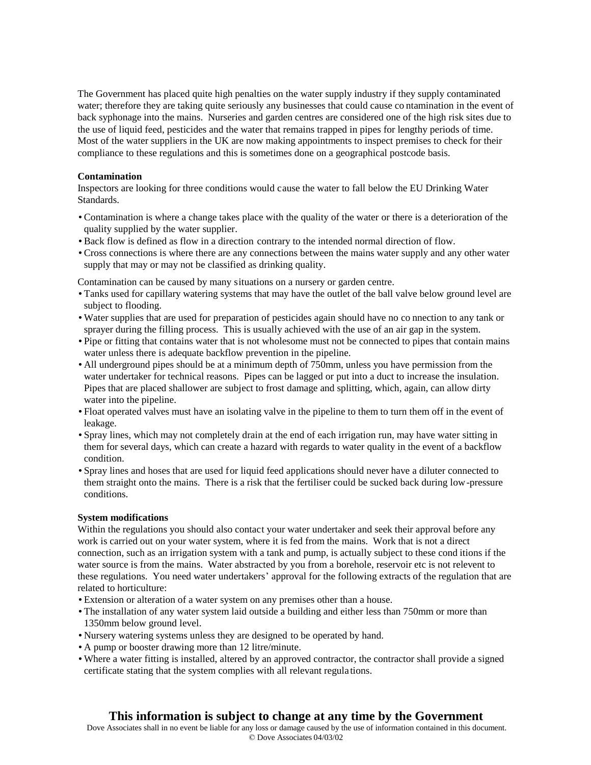The Government has placed quite high penalties on the water supply industry if they supply contaminated water; therefore they are taking quite seriously any businesses that could cause contamination in the event of back syphonage into the mains. Nurseries and garden centres are considered one of the high risk sites due to the use of liquid feed, pesticides and the water that remains trapped in pipes for lengthy periods of time. Most of the water suppliers in the UK are now making appointments to inspect premises to check for their compliance to these regulations and this is sometimes done on a geographical postcode basis.

**Contamination**

Inspectors are looking for three conditions would cause the water to fall below the EU Drinking Water Standards.

- Contamination is where a change takes place with the quality of the water or there is a deterioration of the quality supplied by the water supplier.
- Back flow is defined as flow in a direction contrary to the intended normal direction of flow.
- Cross connections is where there are any connections between the mains water supply and any other water supply that may or may not be classified as drinking quality.

Contamination can be caused by many situations on a nursery or garden centre.

- Tanks used for capillary watering systems that may have the outlet of the ball valve below ground level are subject to flooding.
- Water supplies that are used for preparation of pesticides again should have no connection to any tank or sprayer during the filling process. This is usually achieved with the use of an air gap in the system.
- Pipe or fitting that contains water that is not wholesome must not be connected to pipes that contain mains water unless there is adequate backflow prevention in the pipeline.
- All underground pipes should be at a minimum depth of 750mm, unless you have permission from the water undertaker for technical reasons. Pipes can be lagged or put into a duct to increase the insulation. Pipes that are placed shallower are subject to frost damage and splitting, which, again, can allow dirty water into the pipeline.
- Float operated valves must have an isolating valve in the pipeline to them to turn them off in the event of leakage.
- Spray lines, which may not completely drain at the end of each irrigation run, may have water sitting in them for several days, which can create a hazard with regards to water quality in the event of a backflow condition.
- Spray lines and hoses that are used for liquid feed applications should never have a diluter connected to them straight onto the mains. There is a risk that the fertiliser could be sucked back during low-pressure conditions.

**System modifications**

Within the regulations you should also contact your water undertaker and seek their approval before any work is carried out on your water system, where it is fed from the mains. Work that is not a direct connection, such as an irrigation system with a tank and pump, is actually subject to these conditions if the water source is from the mains. Water abstracted by you from a borehole, reservoir etc is not relevent to these regulations. You need water undertakers' approval for the following extracts of the regulation that are related to horticulture:

- Extension or alteration of a water system on any premises other than a house.
- The installation of any water system laid outside a building and either less than 750mm or more than 1350mm below ground level.
- Nursery watering systems unless they are designed to be operated by hand.
- A pump or booster drawing more than 12 litre/minute.
- Where a water fitting is installed, altered by an approved contractor, the contractor shall provide a signed certificate stating that the system complies with all relevant regulations.

**This information is subject to change at any time by the Government**

Dove Associates shall in no event be liable for any loss or damage caused by the use of information contained in this document.
© Dove Associates 04/03/02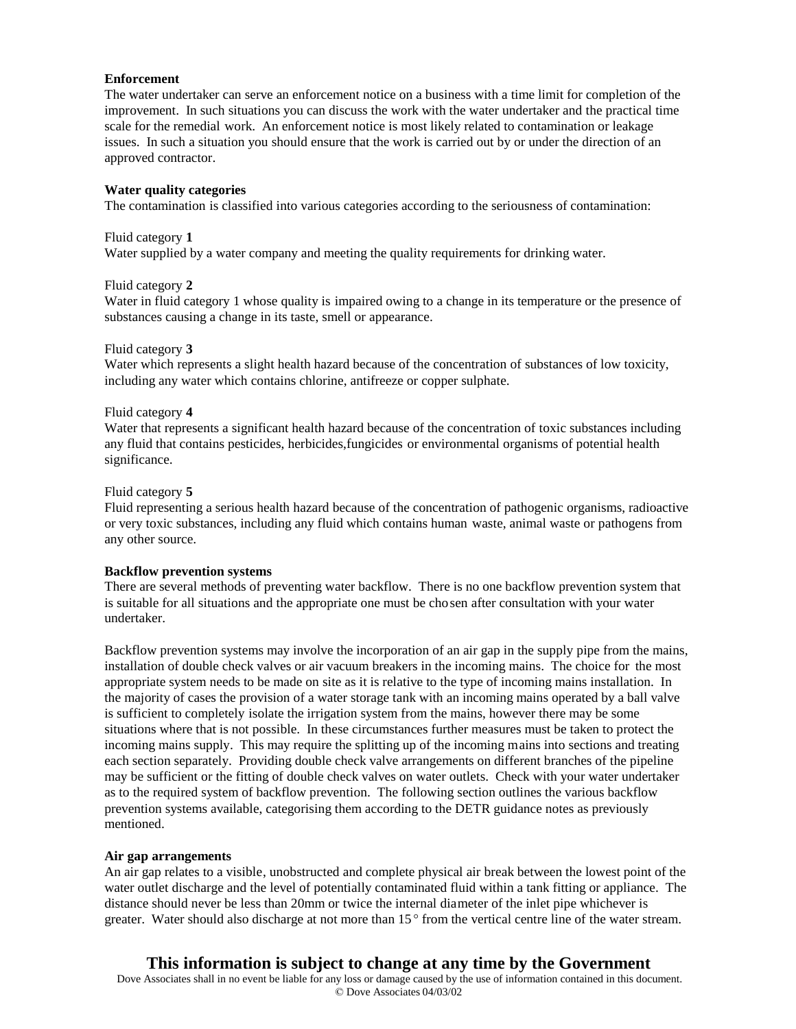**Enforcement**

The water undertaker can serve an enforcement notice on a business with a time limit for completion of the improvement. In such situations you can discuss the work with the water undertaker and the practical time scale for the remedial work. An enforcement notice is most likely related to contamination or leakage issues. In such a situation you should ensure that the work is carried out by or under the direction of an approved contractor.

**Water quality categories**

The contamination is classified into various categories according to the seriousness of contamination:

Fluid category **1**

Water supplied by a water company and meeting the quality requirements for drinking water.

Fluid category **2**

Water in fluid category 1 whose quality is impaired owing to a change in its temperature or the presence of substances causing a change in its taste, smell or appearance.

Fluid category **3**

Water which represents a slight health hazard because of the concentration of substances of low toxicity, including any water which contains chlorine, antifreeze or copper sulphate.

Fluid category **4**

Water that represents a significant health hazard because of the concentration of toxic substances including any fluid that contains pesticides, herbicides,fungicides or environmental organisms of potential health significance.

Fluid category **5**

Fluid representing a serious health hazard because of the concentration of pathogenic organisms, radioactive or very toxic substances, including any fluid which contains human waste, animal waste or pathogens from any other source.

**Backflow prevention systems**

There are several methods of preventing water backflow. There is no one backflow prevention system that is suitable for all situations and the appropriate one must be chosen after consultation with your water undertaker.

Backflow prevention systems may involve the incorporation of an air gap in the supply pipe from the mains, installation of double check valves or air vacuum breakers in the incoming mains. The choice for the most appropriate system needs to be made on site as it is relative to the type of incoming mains installation. In the majority of cases the provision of a water storage tank with an incoming mains operated by a ball valve is sufficient to completely isolate the irrigation system from the mains, however there may be some situations where that is not possible. In these circumstances further measures must be taken to protect the incoming mains supply. This may require the splitting up of the incoming mains into sections and treating each section separately. Providing double check valve arrangements on different branches of the pipeline may be sufficient or the fitting of double check valves on water outlets. Check with your water undertaker as to the required system of backflow prevention. The following section outlines the various backflow prevention systems available, categorising them according to the DETR guidance notes as previously mentioned.

**Air gap arrangements**

An air gap relates to a visible, unobstructed and complete physical air break between the lowest point of the water outlet discharge and the level of potentially contaminated fluid within a tank fitting or appliance. The distance should never be less than 20mm or twice the internal diameter of the inlet pipe whichever is greater. Water should also discharge at not more than 15° from the vertical centre line of the water stream.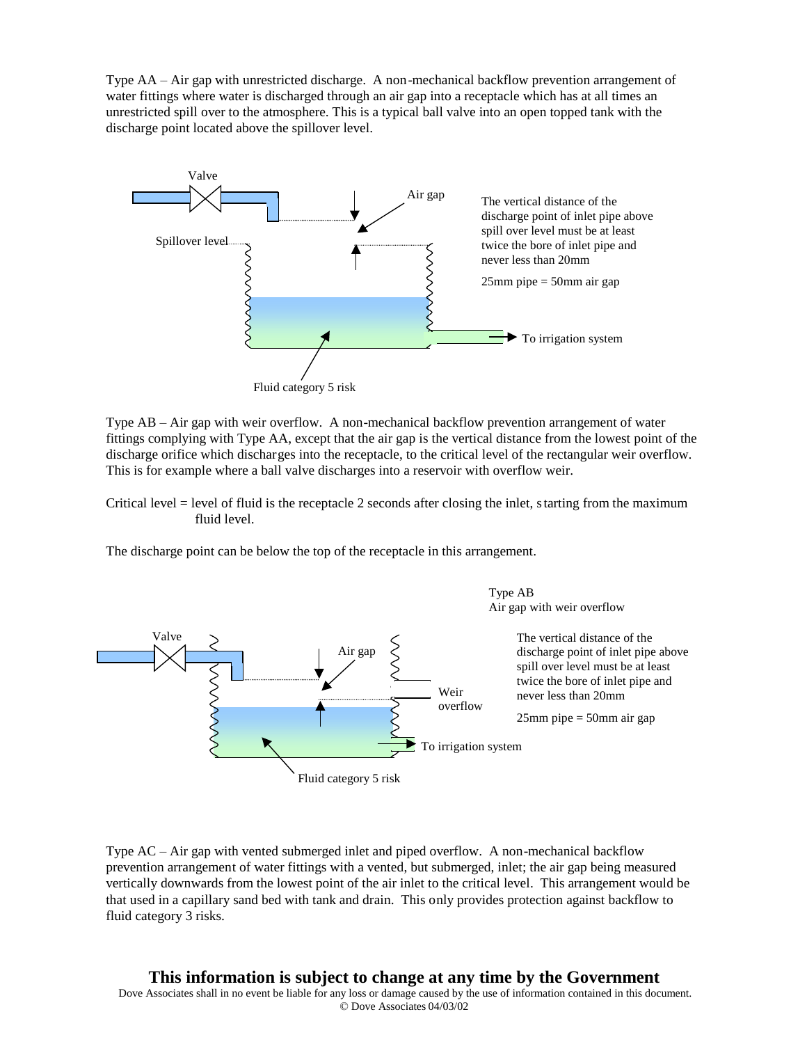Type AA – Air gap with unrestricted discharge. A non-mechanical backflow prevention arrangement of water fittings where water is discharged through an air gap into a receptacle which has at all times an unrestricted spill over to the atmosphere. This is a typical ball valve into an open topped tank with the discharge point located above the spillover level.

Valve

Air gap

Spillover level

The vertical distance of the discharge point of inlet pipe above spill over level must be at least twice the bore of inlet pipe and never less than 20mm

25mm pipe = 50mm air gap

To irrigation system

Fluid category 5 risk

Type AB – Air gap with weir overflow. A non-mechanical backflow prevention arrangement of water fittings complying with Type AA, except that the air gap is the vertical distance from the lowest point of the discharge orifice which discharges into the receptacle, to the critical level of the rectangular weir overflow. This is for example where a ball valve discharges into a reservoir with overflow weir.

Critical level = level of fluid is the receptacle 2 seconds after closing the inlet, starting from the maximum fluid level.

The discharge point can be below the top of the receptacle in this arrangement.

Type AB
Air gap with weir overflow

Valve

Air gap

Weir overflow

The vertical distance of the discharge point of inlet pipe above spill over level must be at least twice the bore of inlet pipe and never less than 20mm

25mm pipe = 50mm air gap

To irrigation system

Fluid category 5 risk

Type AC – Air gap with vented submerged inlet and piped overflow. A non-mechanical backflow prevention arrangement of water fittings with a vented, but submerged, inlet; the air gap being measured vertically downwards from the lowest point of the air inlet to the critical level. This arrangement would be that used in a capillary sand bed with tank and drain. This only provides protection against backflow to fluid category 3 risks.

**This information is subject to change at any time by the Government**

Dove Associates shall in no event be liable for any loss or damage caused by the use of information contained in this document.
© Dove Associates 04/03/02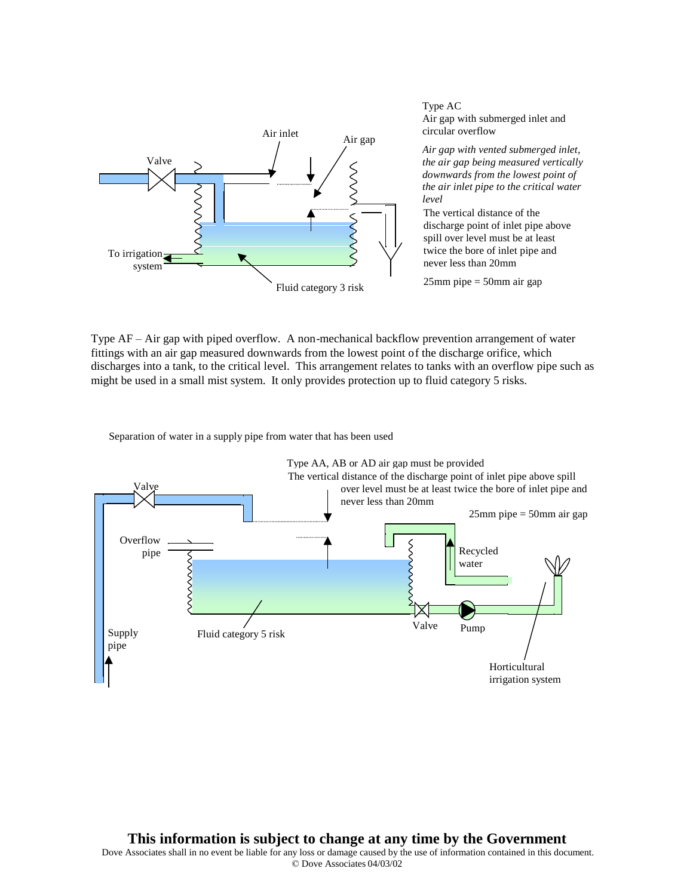Type AC
Air gap with submerged inlet and circular overflow

*Air gap with vented submerged inlet, the air gap being measured vertically downwards from the lowest point of the air inlet pipe to the critical water level*

The vertical distance of the discharge point of inlet pipe above spill over level must be at least twice the bore of inlet pipe and never less than 20mm

25mm pipe = 50mm air gap

Air inlet

Air gap

Valve

To irrigation system

Fluid category 3 risk

Type AF – Air gap with piped overflow. A non-mechanical backflow prevention arrangement of water fittings with an air gap measured downwards from the lowest point of the discharge orifice, which discharges into a tank, to the critical level. This arrangement relates to tanks with an overflow pipe such as might be used in a small mist system. It only provides protection up to fluid category 5 risks.

Separation of water in a supply pipe from water that has been used

Type AA, AB or AD air gap must be provided

The vertical distance of the discharge point of inlet pipe above spill over level must be at least twice the bore of inlet pipe and never less than 20mm

25mm pipe = 50mm air gap

Valve

Overflow pipe

Recycled water

Fluid category 5 risk

Supply pipe

Valve

Pump

Horticultural irrigation system

**This information is subject to change at any time by the Government**

Dove Associates shall in no event be liable for any loss or damage caused by the use of information contained in this document.
© Dove Associates 04/03/02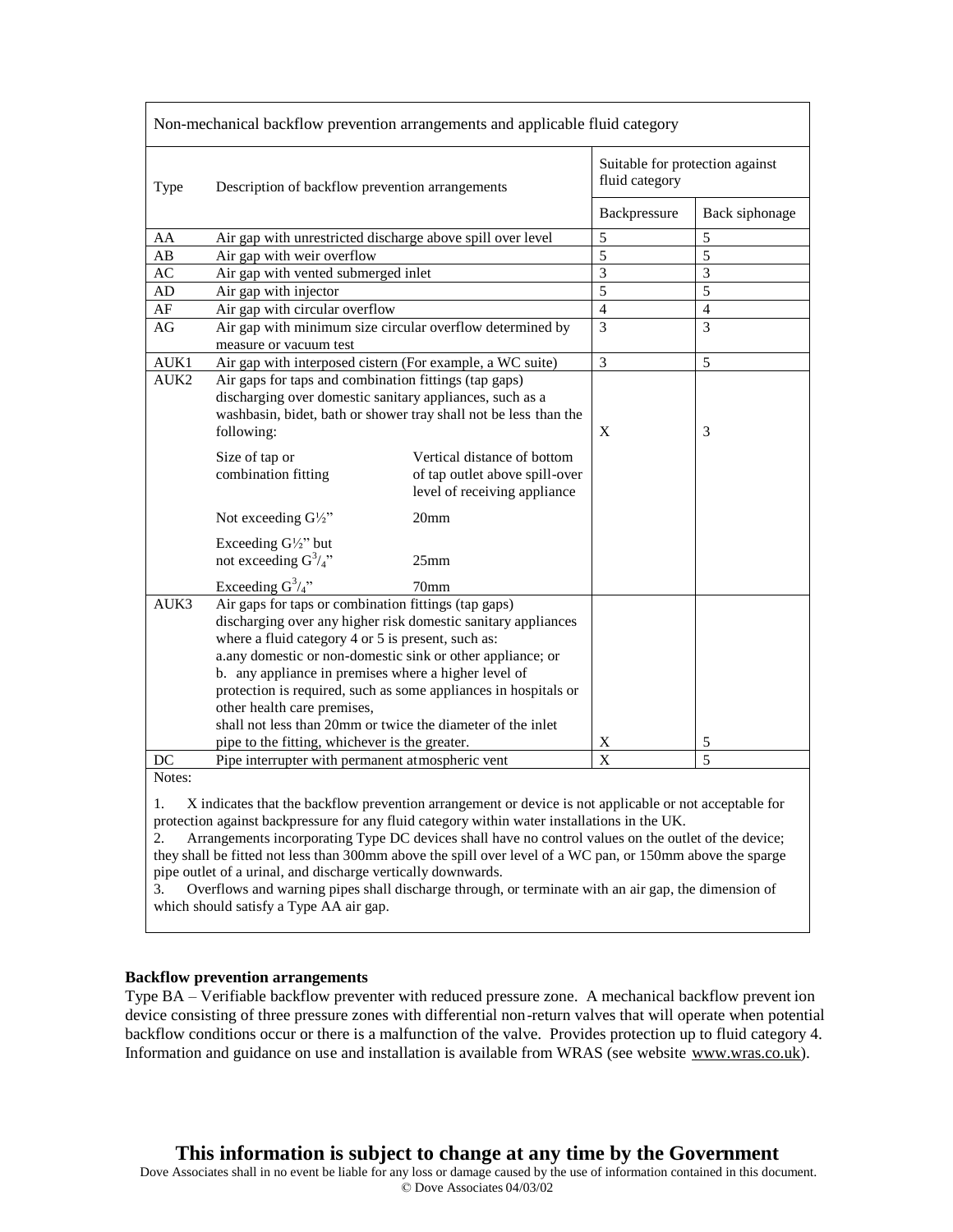| Non-mechanical backflow prevention arrangements and applicable fluid category | | | |
|---|---|---|---|
| Type | Description of backflow prevention arrangements | Suitable for protection against fluid category | |
| | | Backpressure | Back siphonage |
| AA | Air gap with unrestricted discharge above spill over level | 5 | 5 |
| AB | Air gap with weir overflow | 5 | 5 |
| AC | Air gap with vented submerged inlet | 3 | 3 |
| AD | Air gap with injector | 5 | 5 |
| AF | Air gap with circular overflow | 4 | 4 |
| AG | Air gap with minimum size circular overflow determined by measure or vacuum test | 3 | 3 |
| AUK1 | Air gap with interposed cistern (For example, a WC suite) | 3 | 5 |
| AUK2 | Air gaps for taps and combination fittings (tap gaps) discharging over domestic sanitary appliances, such as a washbasin, bidet, bath or shower tray shall not be less than the following:<br><br>Size of tap or combination fitting — Vertical distance of bottom of tap outlet above spill-over level of receiving appliance<br>Not exceeding G½" — 20mm<br>Exceeding G½" but not exceeding G¾" — 25mm<br>Exceeding G¾" — 70mm | X | 3 |
| AUK3 | Air gaps for taps or combination fittings (tap gaps) discharging over any higher risk domestic sanitary appliances where a fluid category 4 or 5 is present, such as:<br>a. any domestic or non-domestic sink or other appliance; or<br>b. any appliance in premises where a higher level of protection is required, such as some appliances in hospitals or other health care premises,<br>shall not less than 20mm or twice the diameter of the inlet pipe to the fitting, whichever is the greater. | X | 5 |
| DC | Pipe interrupter with permanent atmospheric vent | X | 5 |

Notes:

1. X indicates that the backflow prevention arrangement or device is not applicable or not acceptable for protection against backpressure for any fluid category within water installations in the UK.
2. Arrangements incorporating Type DC devices shall have no control values on the outlet of the device; they shall be fitted not less than 300mm above the spill over level of a WC pan, or 150mm above the sparge pipe outlet of a urinal, and discharge vertically downwards.
3. Overflows and warning pipes shall discharge through, or terminate with an air gap, the dimension of which should satisfy a Type AA air gap.

**Backflow prevention arrangements**

Type BA – Verifiable backflow preventer with reduced pressure zone. A mechanical backflow prevention device consisting of three pressure zones with differential non-return valves that will operate when potential backflow conditions occur or there is a malfunction of the valve. Provides protection up to fluid category 4. Information and guidance on use and installation is available from WRAS (see website www.wras.co.uk).

**This information is subject to change at any time by the Government**

Dove Associates shall in no event be liable for any loss or damage caused by the use of information contained in this document.
© Dove Associates 04/03/02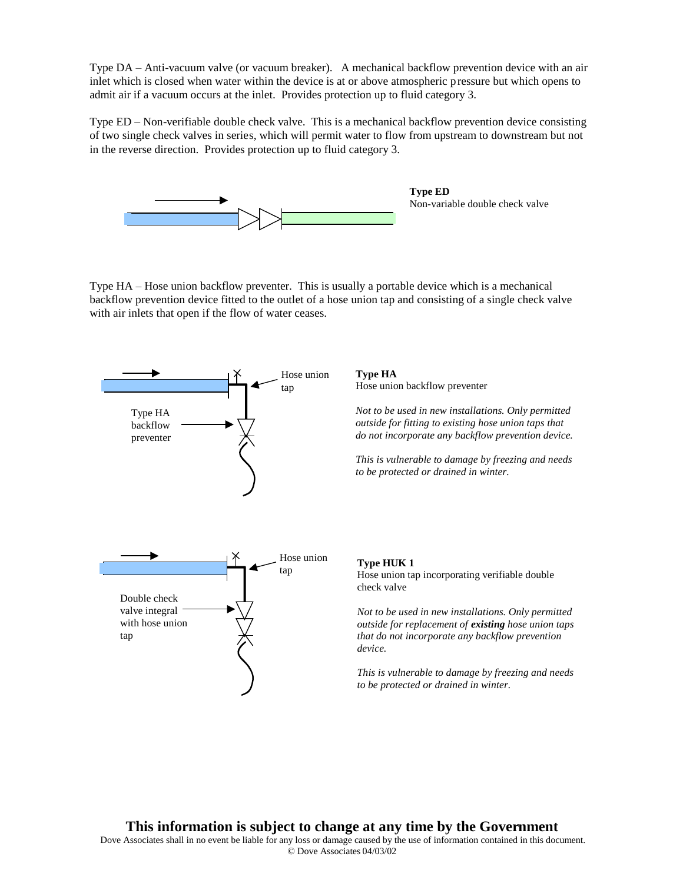Type DA – Anti-vacuum valve (or vacuum breaker). A mechanical backflow prevention device with an air inlet which is closed when water within the device is at or above atmospheric pressure but which opens to admit air if a vacuum occurs at the inlet. Provides protection up to fluid category 3.

Type ED – Non-verifiable double check valve. This is a mechanical backflow prevention device consisting of two single check valves in series, which will permit water to flow from upstream to downstream but not in the reverse direction. Provides protection up to fluid category 3.

**Type ED**
Non-variable double check valve

Type HA – Hose union backflow preventer. This is usually a portable device which is a mechanical backflow prevention device fitted to the outlet of a hose union tap and consisting of a single check valve with air inlets that open if the flow of water ceases.

Hose union tap

Type HA backflow preventer

**Type HA**
Hose union backflow preventer

*Not to be used in new installations. Only permitted outside for fitting to existing hose union taps that do not incorporate any backflow prevention device.*

*This is vulnerable to damage by freezing and needs to be protected or drained in winter.*

Hose union tap

Double check valve integral with hose union tap

**Type HUK 1**
Hose union tap incorporating verifiable double check valve

*Not to be used in new installations. Only permitted outside for replacement of* ***existing*** *hose union taps that do not incorporate any backflow prevention device.*

*This is vulnerable to damage by freezing and needs to be protected or drained in winter.*

**This information is subject to change at any time by the Government**

Dove Associates shall in no event be liable for any loss or damage caused by the use of information contained in this document.
© Dove Associates 04/03/02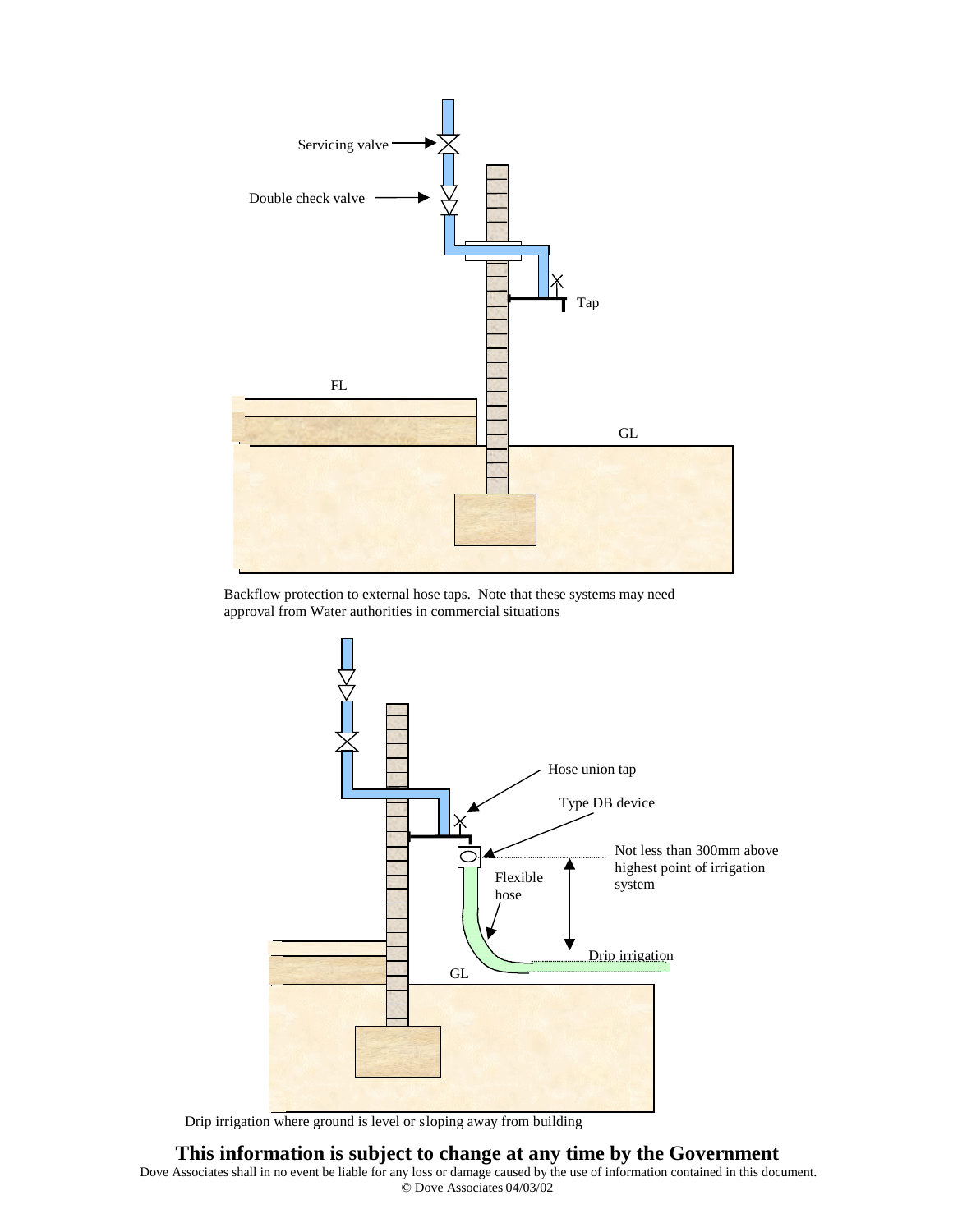Backflow protection to external hose taps. Note that these systems may need approval from Water authorities in commercial situations

Drip irrigation where ground is level or sloping away from building

**This information is subject to change at any time by the Government**

Dove Associates shall in no event be liable for any loss or damage caused by the use of information contained in this document.

© Dove Associates 04/03/02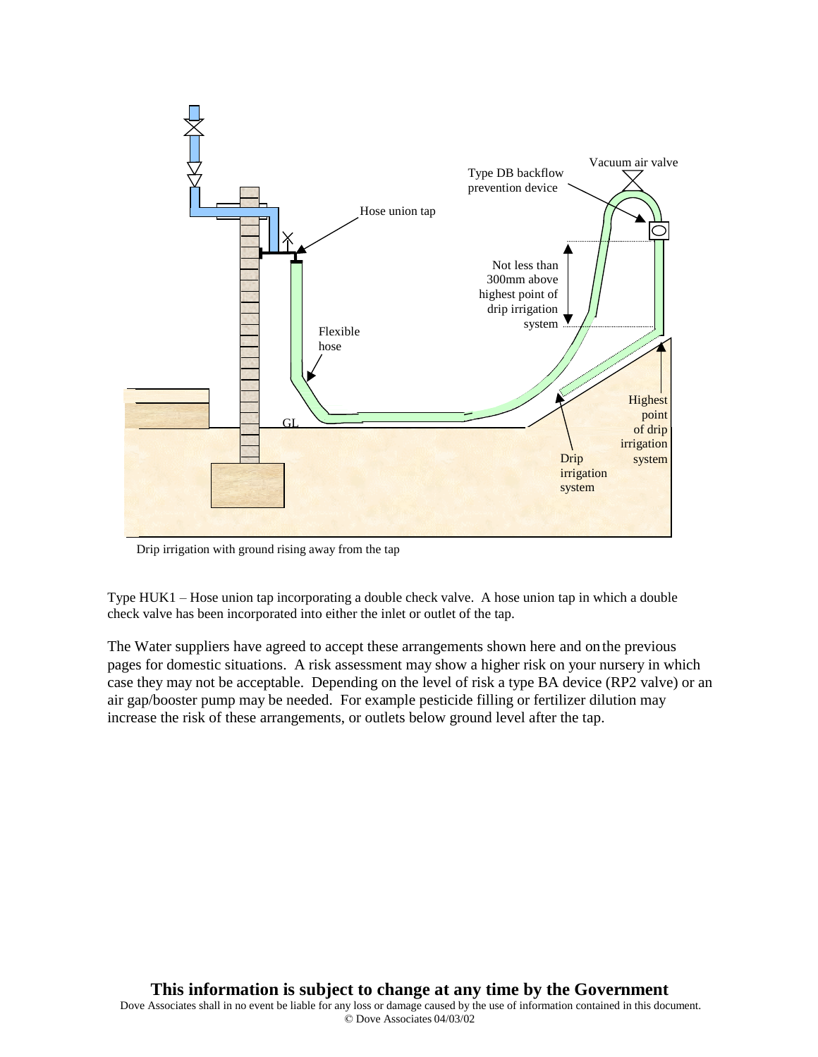Vacuum air valve

Type DB backflow prevention device

Hose union tap

Not less than 300mm above highest point of drip irrigation system

Flexible hose

GL

Highest point of drip irrigation system

Drip irrigation system

Drip irrigation with ground rising away from the tap

Type HUK1 – Hose union tap incorporating a double check valve. A hose union tap in which a double check valve has been incorporated into either the inlet or outlet of the tap.

The Water suppliers have agreed to accept these arrangements shown here and on the previous pages for domestic situations. A risk assessment may show a higher risk on your nursery in which case they may not be acceptable. Depending on the level of risk a type BA device (RP2 valve) or an air gap/booster pump may be needed. For example pesticide filling or fertilizer dilution may increase the risk of these arrangements, or outlets below ground level after the tap.